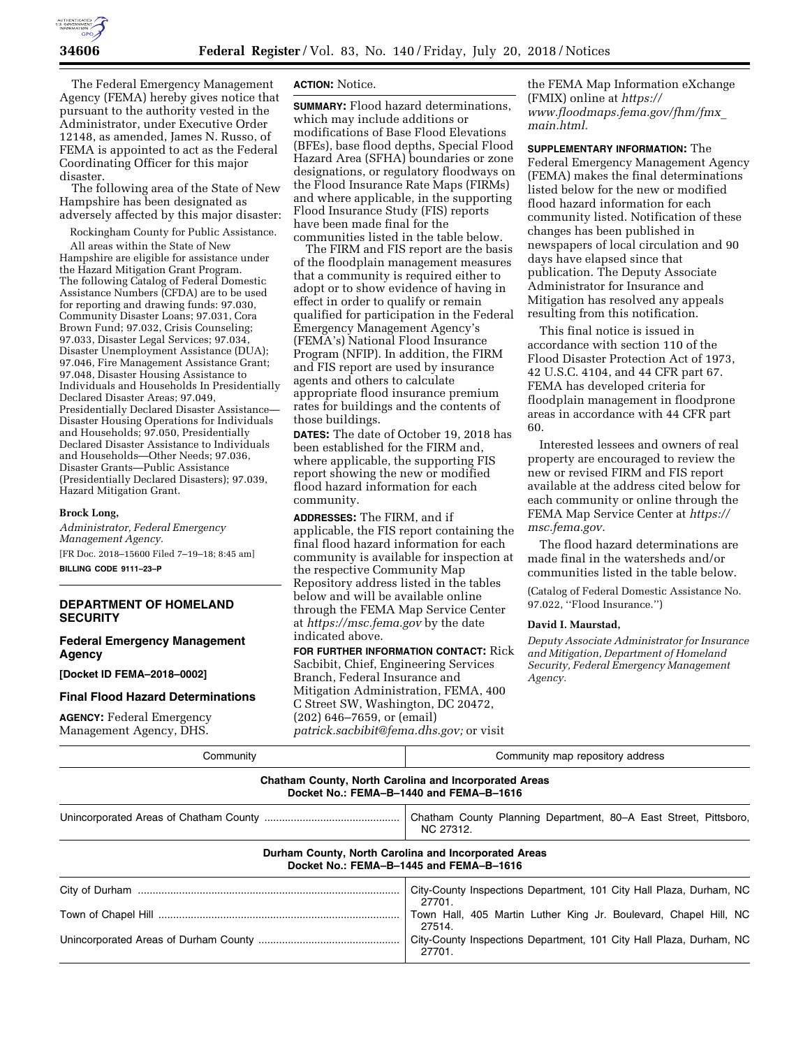The Federal Emergency Management Agency (FEMA) hereby gives notice that pursuant to the authority vested in the Administrator, under Executive Order 12148, as amended, James N. Russo, of FEMA is appointed to act as the Federal Coordinating Officer for this major disaster.

The following area of the State of New Hampshire has been designated as adversely affected by this major disaster:

Rockingham County for Public Assistance.

All areas within the State of New Hampshire are eligible for assistance under the Hazard Mitigation Grant Program.

The following Catalog of Federal Domestic Assistance Numbers (CFDA) are to be used for reporting and drawing funds: 97.030, Community Disaster Loans; 97.031, Cora Brown Fund; 97.032, Crisis Counseling; 97.033, Disaster Legal Services; 97.034, Disaster Unemployment Assistance (DUA); 97.046, Fire Management Assistance Grant; 97.048, Disaster Housing Assistance to Individuals and Households In Presidentially Declared Disaster Areas; 97.049, Presidentially Declared Disaster Assistance—Disaster Housing Operations for Individuals and Households; 97.050, Presidentially Declared Disaster Assistance to Individuals and Households—Other Needs; 97.036, Disaster Grants—Public Assistance (Presidentially Declared Disasters); 97.039, Hazard Mitigation Grant.

**Brock Long,**

*Administrator, Federal Emergency Management Agency.*

[FR Doc. 2018–15600 Filed 7–19–18; 8:45 am]

**BILLING CODE 9111–23–P**

## DEPARTMENT OF HOMELAND SECURITY

### Federal Emergency Management Agency

**[Docket ID FEMA–2018–0002]**

### Final Flood Hazard Determinations

**AGENCY:** Federal Emergency Management Agency, DHS.

**ACTION:** Notice.

**SUMMARY:** Flood hazard determinations, which may include additions or modifications of Base Flood Elevations (BFEs), base flood depths, Special Flood Hazard Area (SFHA) boundaries or zone designations, or regulatory floodways on the Flood Insurance Rate Maps (FIRMs) and where applicable, in the supporting Flood Insurance Study (FIS) reports have been made final for the communities listed in the table below.

The FIRM and FIS report are the basis of the floodplain management measures that a community is required either to adopt or to show evidence of having in effect in order to qualify or remain qualified for participation in the Federal Emergency Management Agency's (FEMA's) National Flood Insurance Program (NFIP). In addition, the FIRM and FIS report are used by insurance agents and others to calculate appropriate flood insurance premium rates for buildings and the contents of those buildings.

**DATES:** The date of October 19, 2018 has been established for the FIRM and, where applicable, the supporting FIS report showing the new or modified flood hazard information for each community.

**ADDRESSES:** The FIRM, and if applicable, the FIS report containing the final flood hazard information for each community is available for inspection at the respective Community Map Repository address listed in the tables below and will be available online through the FEMA Map Service Center at *https://msc.fema.gov* by the date indicated above.

**FOR FURTHER INFORMATION CONTACT:** Rick Sacbibit, Chief, Engineering Services Branch, Federal Insurance and Mitigation Administration, FEMA, 400 C Street SW, Washington, DC 20472, (202) 646–7659, or (email) *patrick.sacbibit@fema.dhs.gov;* or visit the FEMA Map Information eXchange (FMIX) online at *https://www.floodmaps.fema.gov/fhm/fmx_main.html.*

**SUPPLEMENTARY INFORMATION:** The Federal Emergency Management Agency (FEMA) makes the final determinations listed below for the new or modified flood hazard information for each community listed. Notification of these changes has been published in newspapers of local circulation and 90 days have elapsed since that publication. The Deputy Associate Administrator for Insurance and Mitigation has resolved any appeals resulting from this notification.

This final notice is issued in accordance with section 110 of the Flood Disaster Protection Act of 1973, 42 U.S.C. 4104, and 44 CFR part 67. FEMA has developed criteria for floodplain management in floodprone areas in accordance with 44 CFR part 60.

Interested lessees and owners of real property are encouraged to review the new or revised FIRM and FIS report available at the address cited below for each community or online through the FEMA Map Service Center at *https://msc.fema.gov.*

The flood hazard determinations are made final in the watersheds and/or communities listed in the table below.

(Catalog of Federal Domestic Assistance No. 97.022, "Flood Insurance.")

**David I. Maurstad,**

*Deputy Associate Administrator for Insurance and Mitigation, Department of Homeland Security, Federal Emergency Management Agency.*

| Community | Community map repository address |
|---|---|
| **Chatham County, North Carolina and Incorporated Areas Docket No.: FEMA–B–1440 and FEMA–B–1616** | |
| Unincorporated Areas of Chatham County | Chatham County Planning Department, 80–A East Street, Pittsboro, NC 27312. |
| **Durham County, North Carolina and Incorporated Areas Docket No.: FEMA–B–1445 and FEMA–B–1616** | |
| City of Durham | City-County Inspections Department, 101 City Hall Plaza, Durham, NC 27701. |
| Town of Chapel Hill | Town Hall, 405 Martin Luther King Jr. Boulevard, Chapel Hill, NC 27514. |
| Unincorporated Areas of Durham County | City-County Inspections Department, 101 City Hall Plaza, Durham, NC 27701. |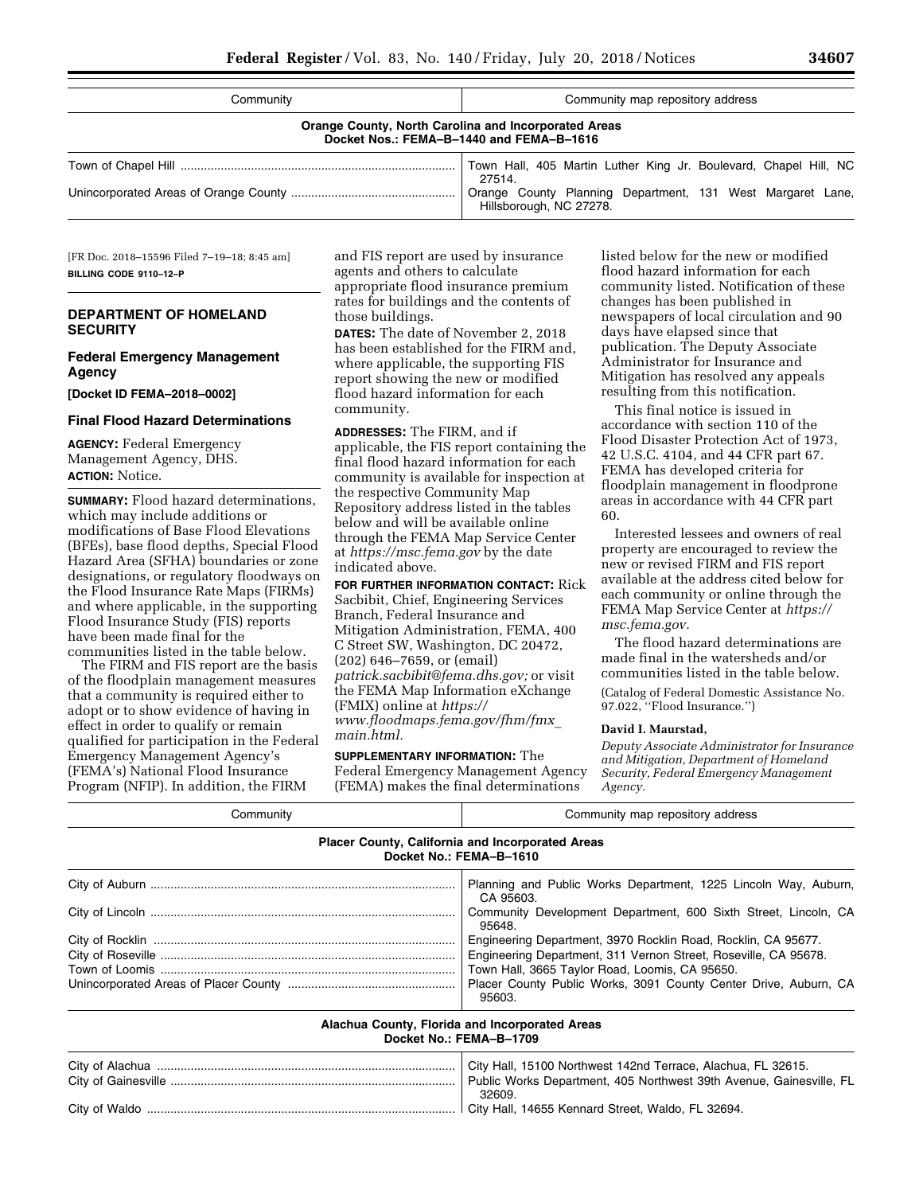| Community | Community map repository address |
| --- | --- |
| **Orange County, North Carolina and Incorporated Areas** **Docket Nos.: FEMA–B–1440 and FEMA–B–1616** | |
| Town of Chapel Hill | Town Hall, 405 Martin Luther King Jr. Boulevard, Chapel Hill, NC 27514. |
| Unincorporated Areas of Orange County | Orange County Planning Department, 131 West Margaret Lane, Hillsborough, NC 27278. |

[FR Doc. 2018–15596 Filed 7–19–18; 8:45 am]

**BILLING CODE 9110–12–P**

## DEPARTMENT OF HOMELAND SECURITY

### Federal Emergency Management Agency

**[Docket ID FEMA–2018–0002]**

### Final Flood Hazard Determinations

**AGENCY:** Federal Emergency Management Agency, DHS.

**ACTION:** Notice.

**SUMMARY:** Flood hazard determinations, which may include additions or modifications of Base Flood Elevations (BFEs), base flood depths, Special Flood Hazard Area (SFHA) boundaries or zone designations, or regulatory floodways on the Flood Insurance Rate Maps (FIRMs) and where applicable, in the supporting Flood Insurance Study (FIS) reports have been made final for the communities listed in the table below.

The FIRM and FIS report are the basis of the floodplain management measures that a community is required either to adopt or to show evidence of having in effect in order to qualify or remain qualified for participation in the Federal Emergency Management Agency's (FEMA's) National Flood Insurance Program (NFIP). In addition, the FIRM and FIS report are used by insurance agents and others to calculate appropriate flood insurance premium rates for buildings and the contents of those buildings.

**DATES:** The date of November 2, 2018 has been established for the FIRM and, where applicable, the supporting FIS report showing the new or modified flood hazard information for each community.

**ADDRESSES:** The FIRM, and if applicable, the FIS report containing the final flood hazard information for each community is available for inspection at the respective Community Map Repository address listed in the tables below and will be available online through the FEMA Map Service Center at *https://msc.fema.gov* by the date indicated above.

**FOR FURTHER INFORMATION CONTACT:** Rick Sacbibit, Chief, Engineering Services Branch, Federal Insurance and Mitigation Administration, FEMA, 400 C Street SW, Washington, DC 20472, (202) 646–7659, or (email) *patrick.sacbibit@fema.dhs.gov;* or visit the FEMA Map Information eXchange (FMIX) online at *https://www.floodmaps.fema.gov/fhm/fmx_main.html.*

**SUPPLEMENTARY INFORMATION:** The Federal Emergency Management Agency (FEMA) makes the final determinations listed below for the new or modified flood hazard information for each community listed. Notification of these changes has been published in newspapers of local circulation and 90 days have elapsed since that publication. The Deputy Associate Administrator for Insurance and Mitigation has resolved any appeals resulting from this notification.

This final notice is issued in accordance with section 110 of the Flood Disaster Protection Act of 1973, 42 U.S.C. 4104, and 44 CFR part 67. FEMA has developed criteria for floodplain management in floodprone areas in accordance with 44 CFR part 60.

Interested lessees and owners of real property are encouraged to review the new or revised FIRM and FIS report available at the address cited below for each community or online through the FEMA Map Service Center at *https://msc.fema.gov.*

The flood hazard determinations are made final in the watersheds and/or communities listed in the table below.

(Catalog of Federal Domestic Assistance No. 97.022, ''Flood Insurance.'')

**David I. Maurstad,**

*Deputy Associate Administrator for Insurance and Mitigation, Department of Homeland Security, Federal Emergency Management Agency.*

| Community | Community map repository address |
| --- | --- |
| **Placer County, California and Incorporated Areas** **Docket No.: FEMA–B–1610** | |
| City of Auburn | Planning and Public Works Department, 1225 Lincoln Way, Auburn, CA 95603. |
| City of Lincoln | Community Development Department, 600 Sixth Street, Lincoln, CA 95648. |
| City of Rocklin | Engineering Department, 3970 Rocklin Road, Rocklin, CA 95677. |
| City of Roseville | Engineering Department, 311 Vernon Street, Roseville, CA 95678. |
| Town of Loomis | Town Hall, 3665 Taylor Road, Loomis, CA 95650. |
| Unincorporated Areas of Placer County | Placer County Public Works, 3091 County Center Drive, Auburn, CA 95603. |
| **Alachua County, Florida and Incorporated Areas** **Docket No.: FEMA–B–1709** | |
| City of Alachua | City Hall, 15100 Northwest 142nd Terrace, Alachua, FL 32615. |
| City of Gainesville | Public Works Department, 405 Northwest 39th Avenue, Gainesville, FL 32609. |
| City of Waldo | City Hall, 14655 Kennard Street, Waldo, FL 32694. |